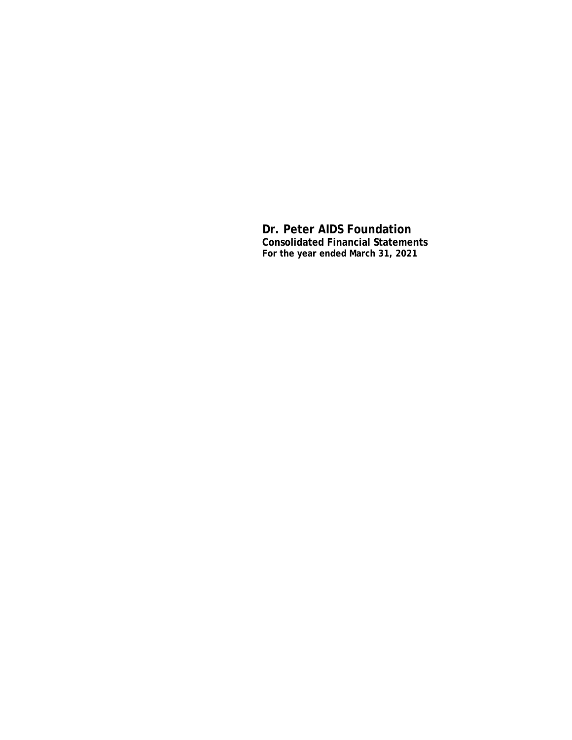# Dr. Peter AIDS Foundation

**Consolidated Financial Statements**

**For the year ended March 31, 2021**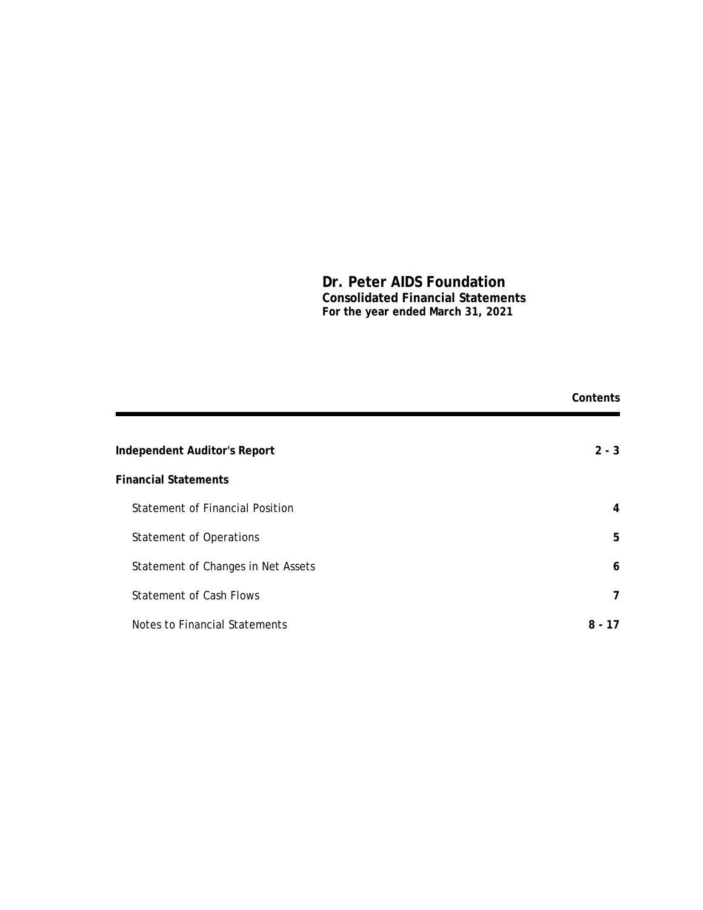# Dr. Peter AIDS Foundation
**Consolidated Financial Statements**
**For the year ended March 31, 2021**

| | **Contents** |
|---|---|
| **Independent Auditor's Report** | **2 - 3** |
| **Financial Statements** | |
| Statement of Financial Position | **4** |
| Statement of Operations | **5** |
| Statement of Changes in Net Assets | **6** |
| Statement of Cash Flows | **7** |
| Notes to Financial Statements | **8 - 17** |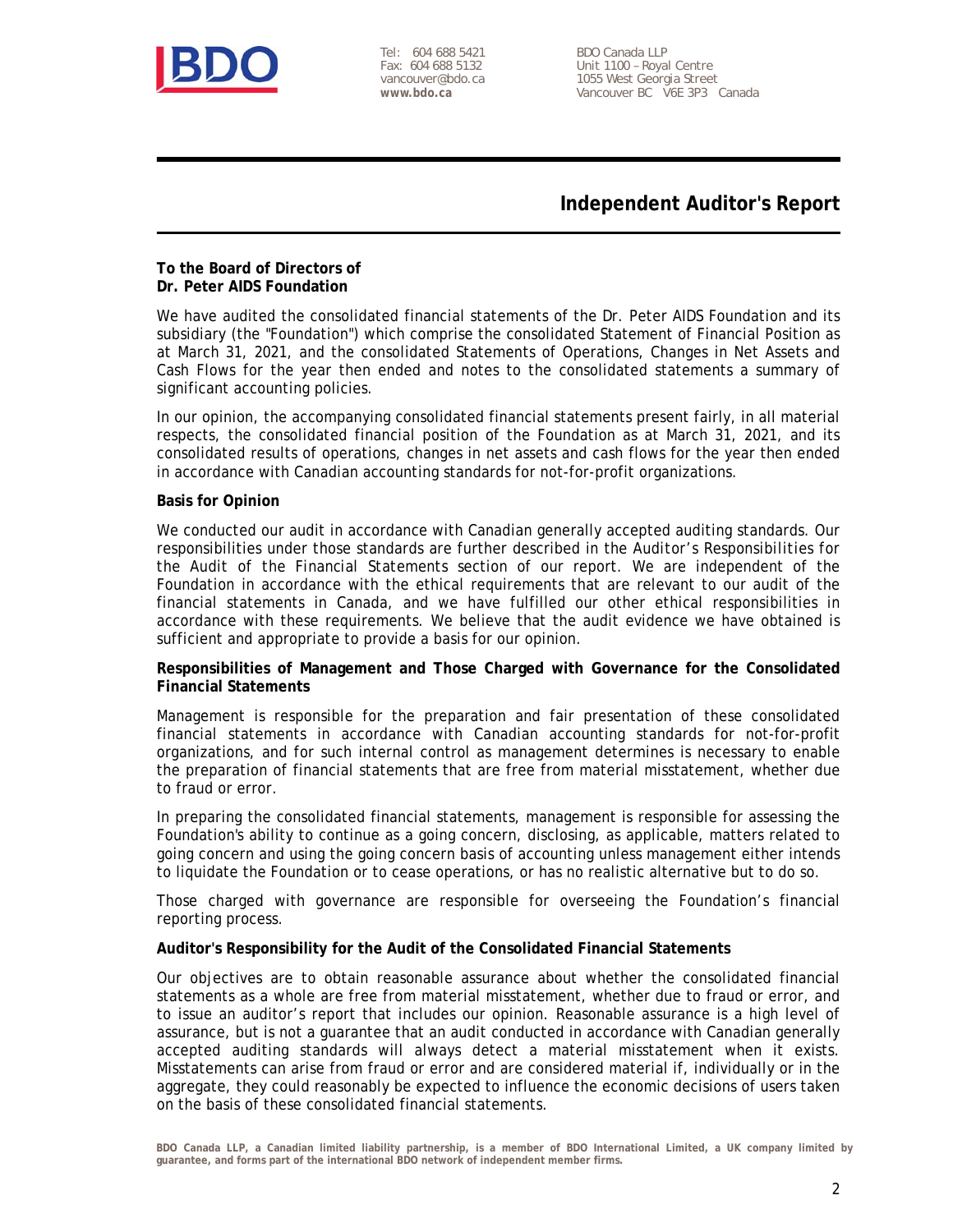BDO

Tel: 604 688 5421
Fax: 604 688 5132
vancouver@bdo.ca
**www.bdo.ca**

BDO Canada LLP
Unit 1100 – Royal Centre
1055 West Georgia Street
Vancouver BC V6E 3P3 Canada

# Independent Auditor's Report

**To the Board of Directors of**
**Dr. Peter AIDS Foundation**

We have audited the consolidated financial statements of the Dr. Peter AIDS Foundation and its subsidiary (the "Foundation") which comprise the consolidated Statement of Financial Position as at March 31, 2021, and the consolidated Statements of Operations, Changes in Net Assets and Cash Flows for the year then ended and notes to the consolidated statements a summary of significant accounting policies.

In our opinion, the accompanying consolidated financial statements present fairly, in all material respects, the consolidated financial position of the Foundation as at March 31, 2021, and its consolidated results of operations, changes in net assets and cash flows for the year then ended in accordance with Canadian accounting standards for not-for-profit organizations.

**Basis for Opinion**

We conducted our audit in accordance with Canadian generally accepted auditing standards. Our responsibilities under those standards are further described in the Auditor's Responsibilities for the Audit of the Financial Statements section of our report. We are independent of the Foundation in accordance with the ethical requirements that are relevant to our audit of the financial statements in Canada, and we have fulfilled our other ethical responsibilities in accordance with these requirements. We believe that the audit evidence we have obtained is sufficient and appropriate to provide a basis for our opinion.

**Responsibilities of Management and Those Charged with Governance for the Consolidated Financial Statements**

Management is responsible for the preparation and fair presentation of these consolidated financial statements in accordance with Canadian accounting standards for not-for-profit organizations, and for such internal control as management determines is necessary to enable the preparation of financial statements that are free from material misstatement, whether due to fraud or error.

In preparing the consolidated financial statements, management is responsible for assessing the Foundation's ability to continue as a going concern, disclosing, as applicable, matters related to going concern and using the going concern basis of accounting unless management either intends to liquidate the Foundation or to cease operations, or has no realistic alternative but to do so.

Those charged with governance are responsible for overseeing the Foundation's financial reporting process.

**Auditor's Responsibility for the Audit of the Consolidated Financial Statements**

Our objectives are to obtain reasonable assurance about whether the consolidated financial statements as a whole are free from material misstatement, whether due to fraud or error, and to issue an auditor's report that includes our opinion. Reasonable assurance is a high level of assurance, but is not a guarantee that an audit conducted in accordance with Canadian generally accepted auditing standards will always detect a material misstatement when it exists. Misstatements can arise from fraud or error and are considered material if, individually or in the aggregate, they could reasonably be expected to influence the economic decisions of users taken on the basis of these consolidated financial statements.

**BDO Canada LLP, a Canadian limited liability partnership, is a member of BDO International Limited, a UK company limited by guarantee, and forms part of the international BDO network of independent member firms.**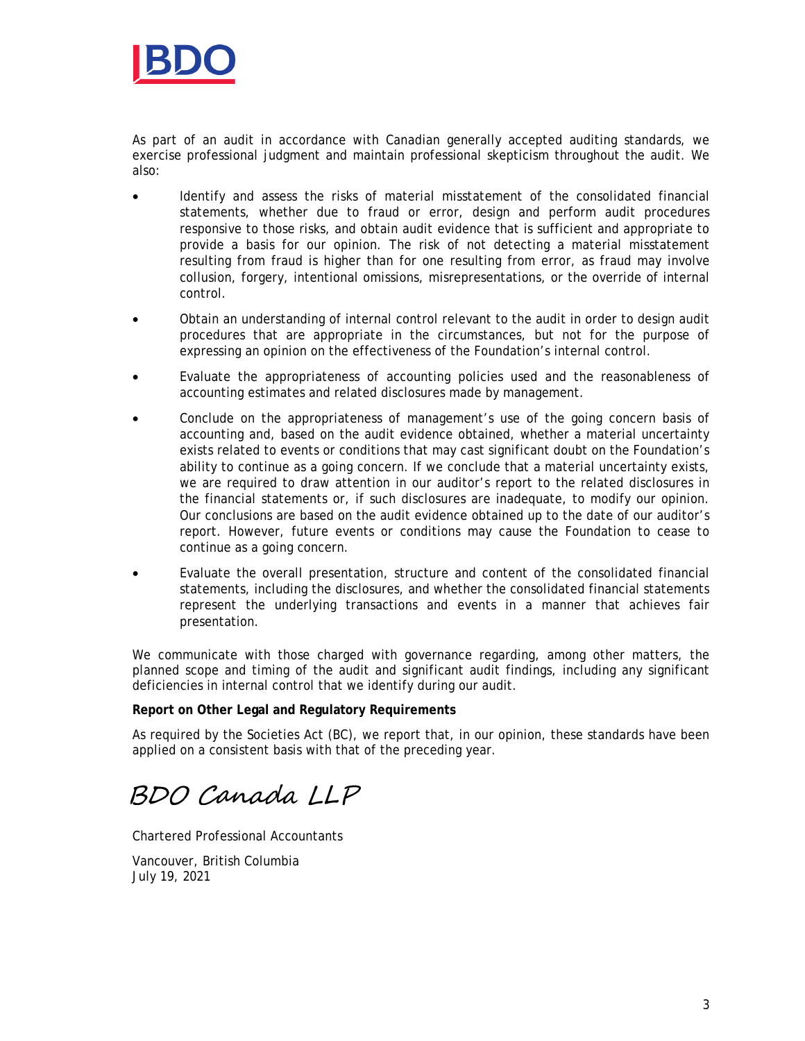As part of an audit in accordance with Canadian generally accepted auditing standards, we exercise professional judgment and maintain professional skepticism throughout the audit. We also:

- Identify and assess the risks of material misstatement of the consolidated financial statements, whether due to fraud or error, design and perform audit procedures responsive to those risks, and obtain audit evidence that is sufficient and appropriate to provide a basis for our opinion. The risk of not detecting a material misstatement resulting from fraud is higher than for one resulting from error, as fraud may involve collusion, forgery, intentional omissions, misrepresentations, or the override of internal control.
- Obtain an understanding of internal control relevant to the audit in order to design audit procedures that are appropriate in the circumstances, but not for the purpose of expressing an opinion on the effectiveness of the Foundation's internal control.
- Evaluate the appropriateness of accounting policies used and the reasonableness of accounting estimates and related disclosures made by management.
- Conclude on the appropriateness of management's use of the going concern basis of accounting and, based on the audit evidence obtained, whether a material uncertainty exists related to events or conditions that may cast significant doubt on the Foundation's ability to continue as a going concern. If we conclude that a material uncertainty exists, we are required to draw attention in our auditor's report to the related disclosures in the financial statements or, if such disclosures are inadequate, to modify our opinion. Our conclusions are based on the audit evidence obtained up to the date of our auditor's report. However, future events or conditions may cause the Foundation to cease to continue as a going concern.
- Evaluate the overall presentation, structure and content of the consolidated financial statements, including the disclosures, and whether the consolidated financial statements represent the underlying transactions and events in a manner that achieves fair presentation.

We communicate with those charged with governance regarding, among other matters, the planned scope and timing of the audit and significant audit findings, including any significant deficiencies in internal control that we identify during our audit.

**Report on Other Legal and Regulatory Requirements**

As required by the Societies Act (BC), we report that, in our opinion, these standards have been applied on a consistent basis with that of the preceding year.

BDO Canada LLP

Chartered Professional Accountants

Vancouver, British Columbia
July 19, 2021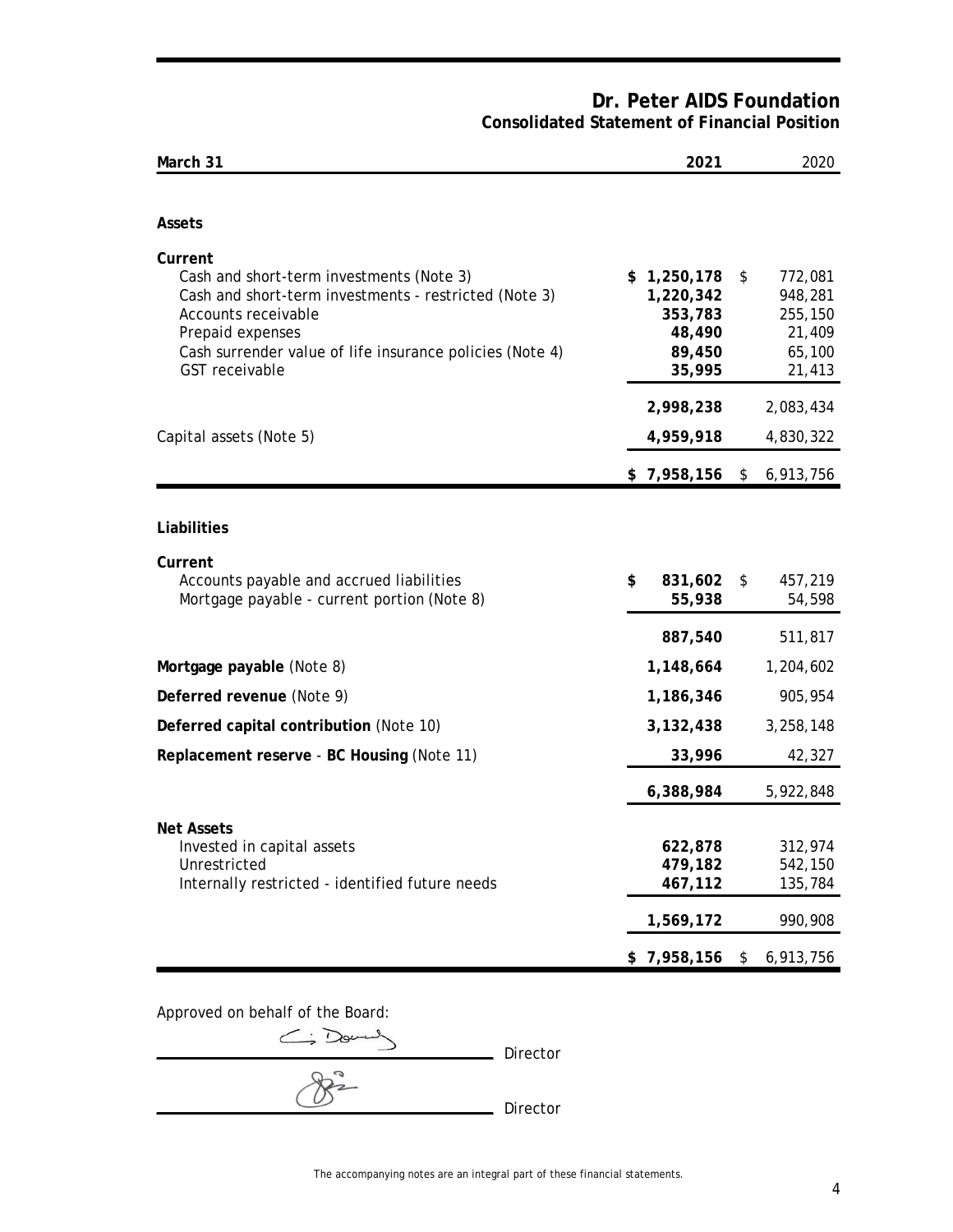# Dr. Peter AIDS Foundation
## Consolidated Statement of Financial Position

| March 31 | 2021 | 2020 |
|---|---|---|
| **Assets** | | |
| **Current** | | |
| Cash and short-term investments (Note 3) | $ 1,250,178 | $ 772,081 |
| Cash and short-term investments - restricted (Note 3) | 1,220,342 | 948,281 |
| Accounts receivable | 353,783 | 255,150 |
| Prepaid expenses | 48,490 | 21,409 |
| Cash surrender value of life insurance policies (Note 4) | 89,450 | 65,100 |
| GST receivable | 35,995 | 21,413 |
| | 2,998,238 | 2,083,434 |
| Capital assets (Note 5) | 4,959,918 | 4,830,322 |
| | $ 7,958,156 | $ 6,913,756 |
| **Liabilities** | | |
| **Current** | | |
| Accounts payable and accrued liabilities | $ 831,602 | $ 457,219 |
| Mortgage payable - current portion (Note 8) | 55,938 | 54,598 |
| | 887,540 | 511,817 |
| **Mortgage payable** (Note 8) | 1,148,664 | 1,204,602 |
| **Deferred revenue** (Note 9) | 1,186,346 | 905,954 |
| **Deferred capital contribution** (Note 10) | 3,132,438 | 3,258,148 |
| **Replacement reserve** - **BC Housing** (Note 11) | 33,996 | 42,327 |
| | 6,388,984 | 5,922,848 |
| **Net Assets** | | |
| Invested in capital assets | 622,878 | 312,974 |
| Unrestricted | 479,182 | 542,150 |
| Internally restricted - identified future needs | 467,112 | 135,784 |
| | 1,569,172 | 990,908 |
| | $ 7,958,156 | $ 6,913,756 |

Approved on behalf of the Board:

_______________________ Director

_______________________ Director

The accompanying notes are an integral part of these financial statements.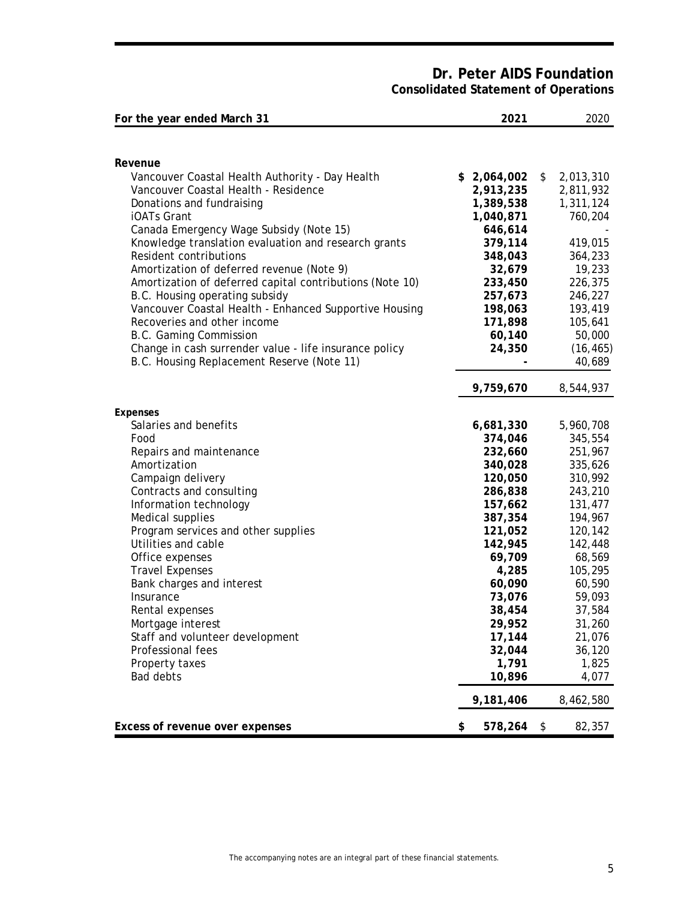# Dr. Peter AIDS Foundation
## Consolidated Statement of Operations

| For the year ended March 31 | 2021 | 2020 |
|---|---|---|
| **Revenue** | | |
| Vancouver Coastal Health Authority - Day Health | **$ 2,064,002** | $ 2,013,310 |
| Vancouver Coastal Health - Residence | **2,913,235** | 2,811,932 |
| Donations and fundraising | **1,389,538** | 1,311,124 |
| iOATs Grant | **1,040,871** | 760,204 |
| Canada Emergency Wage Subsidy (Note 15) | **646,614** | - |
| Knowledge translation evaluation and research grants | **379,114** | 419,015 |
| Resident contributions | **348,043** | 364,233 |
| Amortization of deferred revenue (Note 9) | **32,679** | 19,233 |
| Amortization of deferred capital contributions (Note 10) | **233,450** | 226,375 |
| B.C. Housing operating subsidy | **257,673** | 246,227 |
| Vancouver Coastal Health - Enhanced Supportive Housing | **198,063** | 193,419 |
| Recoveries and other income | **171,898** | 105,641 |
| B.C. Gaming Commission | **60,140** | 50,000 |
| Change in cash surrender value - life insurance policy | **24,350** | (16,465) |
| B.C. Housing Replacement Reserve (Note 11) | **-** | 40,689 |
| | **9,759,670** | 8,544,937 |
| **Expenses** | | |
| Salaries and benefits | **6,681,330** | 5,960,708 |
| Food | **374,046** | 345,554 |
| Repairs and maintenance | **232,660** | 251,967 |
| Amortization | **340,028** | 335,626 |
| Campaign delivery | **120,050** | 310,992 |
| Contracts and consulting | **286,838** | 243,210 |
| Information technology | **157,662** | 131,477 |
| Medical supplies | **387,354** | 194,967 |
| Program services and other supplies | **121,052** | 120,142 |
| Utilities and cable | **142,945** | 142,448 |
| Office expenses | **69,709** | 68,569 |
| Travel Expenses | **4,285** | 105,295 |
| Bank charges and interest | **60,090** | 60,590 |
| Insurance | **73,076** | 59,093 |
| Rental expenses | **38,454** | 37,584 |
| Mortgage interest | **29,952** | 31,260 |
| Staff and volunteer development | **17,144** | 21,076 |
| Professional fees | **32,044** | 36,120 |
| Property taxes | **1,791** | 1,825 |
| Bad debts | **10,896** | 4,077 |
| | **9,181,406** | 8,462,580 |
| **Excess of revenue over expenses** | **$ 578,264** | $ 82,357 |

The accompanying notes are an integral part of these financial statements.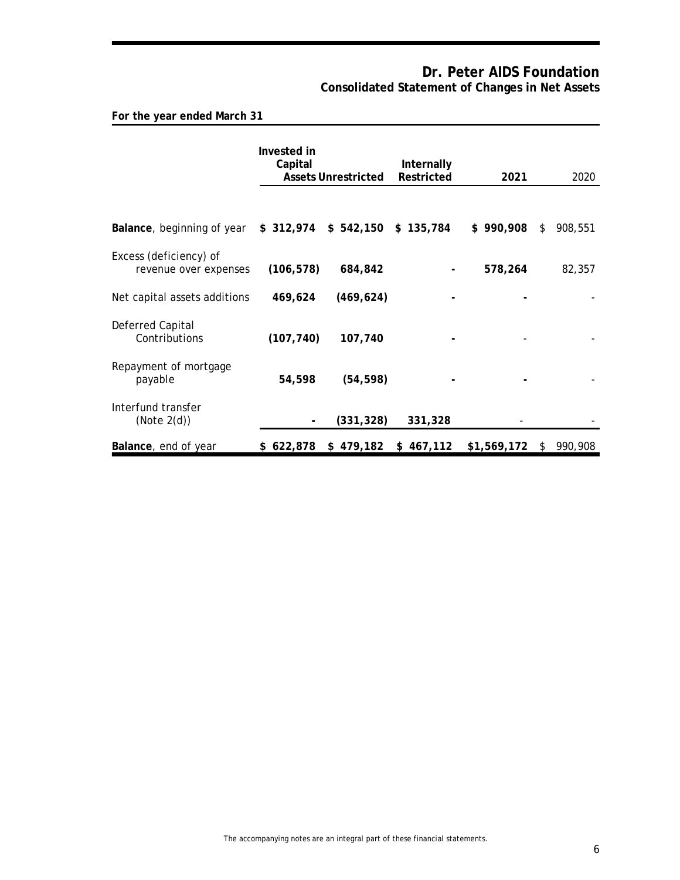# Dr. Peter AIDS Foundation

## Consolidated Statement of Changes in Net Assets

**For the year ended March 31**

| | Invested in Capital Assets | Unrestricted | Internally Restricted | 2021 | 2020 |
|---|---|---|---|---|---|
| **Balance**, beginning of year | $ 312,974 | $ 542,150 | $ 135,784 | $ 990,908 | $ 908,551 |
| Excess (deficiency) of revenue over expenses | (106,578) | 684,842 | - | 578,264 | 82,357 |
| Net capital assets additions | 469,624 | (469,624) | - | - | - |
| Deferred Capital Contributions | (107,740) | 107,740 | - | - | - |
| Repayment of mortgage payable | 54,598 | (54,598) | - | - | - |
| Interfund transfer (Note 2(d)) | - | (331,328) | 331,328 | - | - |
| **Balance**, end of year | $ 622,878 | $ 479,182 | $ 467,112 | $1,569,172 | $ 990,908 |

The accompanying notes are an integral part of these financial statements.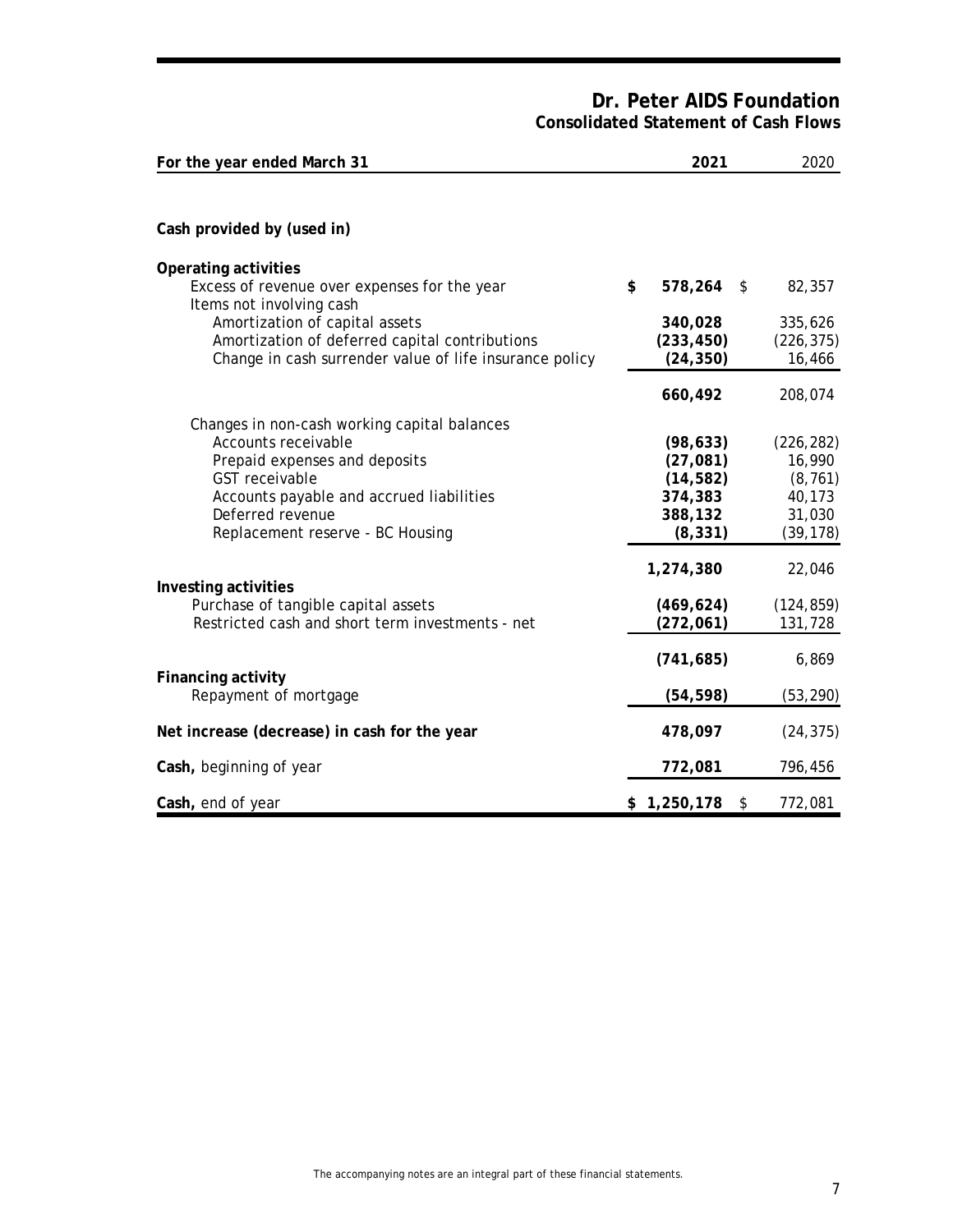# Dr. Peter AIDS Foundation
## Consolidated Statement of Cash Flows

| For the year ended March 31 | 2021 | 2020 |
|---|---|---|
| **Cash provided by (used in)** | | |
| **Operating activities** | | |
| Excess of revenue over expenses for the year | $ 578,264 | $ 82,357 |
| Items not involving cash | | |
| Amortization of capital assets | 340,028 | 335,626 |
| Amortization of deferred capital contributions | (233,450) | (226,375) |
| Change in cash surrender value of life insurance policy | (24,350) | 16,466 |
| | 660,492 | 208,074 |
| Changes in non-cash working capital balances | | |
| Accounts receivable | (98,633) | (226,282) |
| Prepaid expenses and deposits | (27,081) | 16,990 |
| GST receivable | (14,582) | (8,761) |
| Accounts payable and accrued liabilities | 374,383 | 40,173 |
| Deferred revenue | 388,132 | 31,030 |
| Replacement reserve - BC Housing | (8,331) | (39,178) |
| | 1,274,380 | 22,046 |
| **Investing activities** | | |
| Purchase of tangible capital assets | (469,624) | (124,859) |
| Restricted cash and short term investments - net | (272,061) | 131,728 |
| | (741,685) | 6,869 |
| **Financing activity** | | |
| Repayment of mortgage | (54,598) | (53,290) |
| **Net increase (decrease) in cash for the year** | 478,097 | (24,375) |
| **Cash,** beginning of year | 772,081 | 796,456 |
| **Cash,** end of year | $ 1,250,178 | $ 772,081 |

The accompanying notes are an integral part of these financial statements.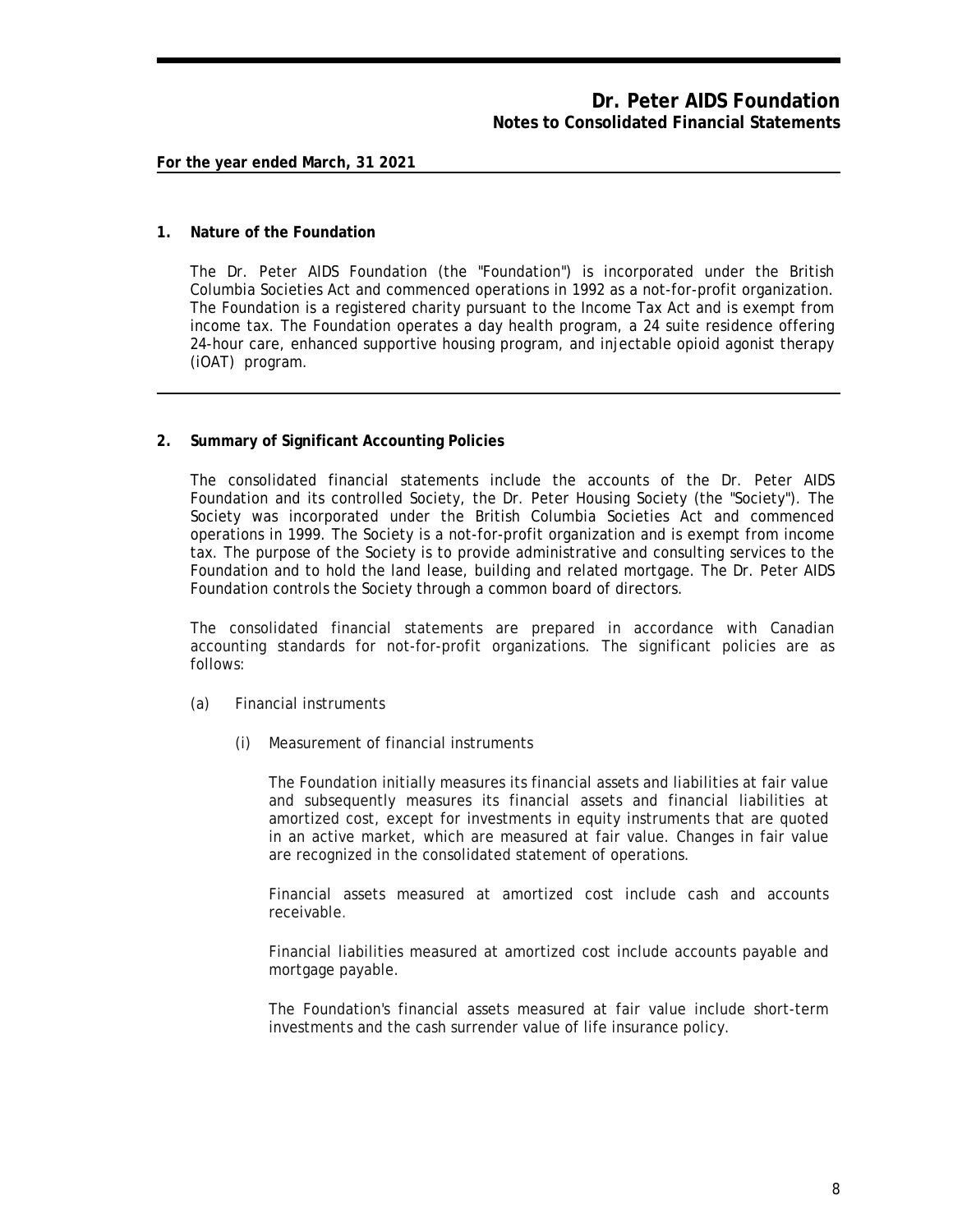**For the year ended March, 31 2021**

## 1. Nature of the Foundation

The Dr. Peter AIDS Foundation (the "Foundation") is incorporated under the British Columbia Societies Act and commenced operations in 1992 as a not-for-profit organization. The Foundation is a registered charity pursuant to the Income Tax Act and is exempt from income tax. The Foundation operates a day health program, a 24 suite residence offering 24-hour care, enhanced supportive housing program, and injectable opioid agonist therapy (iOAT) program.

## 2. Summary of Significant Accounting Policies

The consolidated financial statements include the accounts of the Dr. Peter AIDS Foundation and its controlled Society, the Dr. Peter Housing Society (the "Society"). The Society was incorporated under the British Columbia Societies Act and commenced operations in 1999. The Society is a not-for-profit organization and is exempt from income tax. The purpose of the Society is to provide administrative and consulting services to the Foundation and to hold the land lease, building and related mortgage. The Dr. Peter AIDS Foundation controls the Society through a common board of directors.

The consolidated financial statements are prepared in accordance with Canadian accounting standards for not-for-profit organizations. The significant policies are as follows:

(a) Financial instruments

(i) Measurement of financial instruments

The Foundation initially measures its financial assets and liabilities at fair value and subsequently measures its financial assets and financial liabilities at amortized cost, except for investments in equity instruments that are quoted in an active market, which are measured at fair value. Changes in fair value are recognized in the consolidated statement of operations.

Financial assets measured at amortized cost include cash and accounts receivable.

Financial liabilities measured at amortized cost include accounts payable and mortgage payable.

The Foundation's financial assets measured at fair value include short-term investments and the cash surrender value of life insurance policy.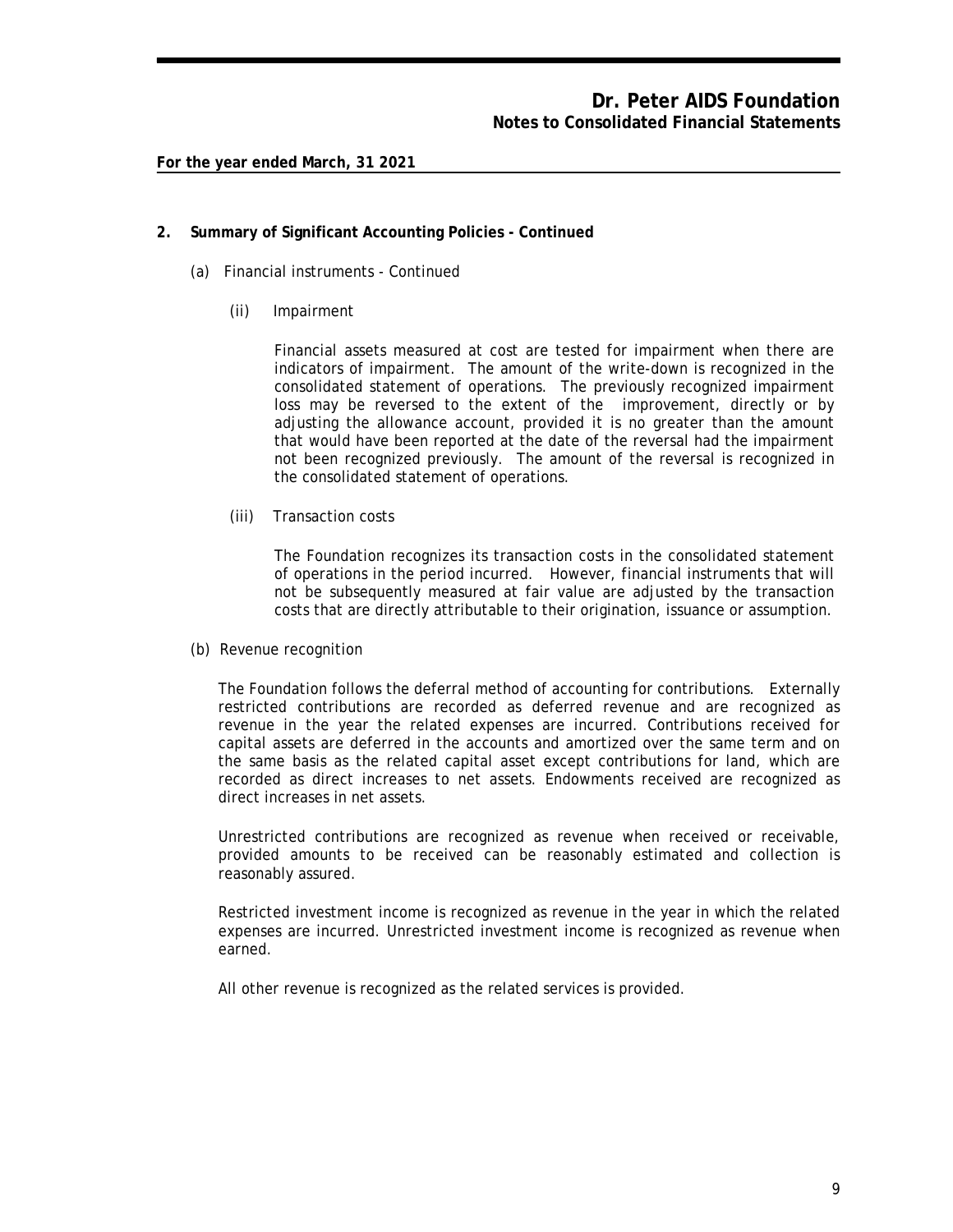# Dr. Peter AIDS Foundation
## Notes to Consolidated Financial Statements

**For the year ended March, 31 2021**

**2. Summary of Significant Accounting Policies - Continued**

(a) Financial instruments - Continued

(ii) Impairment

Financial assets measured at cost are tested for impairment when there are indicators of impairment. The amount of the write-down is recognized in the consolidated statement of operations. The previously recognized impairment loss may be reversed to the extent of the improvement, directly or by adjusting the allowance account, provided it is no greater than the amount that would have been reported at the date of the reversal had the impairment not been recognized previously. The amount of the reversal is recognized in the consolidated statement of operations.

(iii) Transaction costs

The Foundation recognizes its transaction costs in the consolidated statement of operations in the period incurred. However, financial instruments that will not be subsequently measured at fair value are adjusted by the transaction costs that are directly attributable to their origination, issuance or assumption.

(b) Revenue recognition

The Foundation follows the deferral method of accounting for contributions. Externally restricted contributions are recorded as deferred revenue and are recognized as revenue in the year the related expenses are incurred. Contributions received for capital assets are deferred in the accounts and amortized over the same term and on the same basis as the related capital asset except contributions for land, which are recorded as direct increases to net assets. Endowments received are recognized as direct increases in net assets.

Unrestricted contributions are recognized as revenue when received or receivable, provided amounts to be received can be reasonably estimated and collection is reasonably assured.

Restricted investment income is recognized as revenue in the year in which the related expenses are incurred. Unrestricted investment income is recognized as revenue when earned.

All other revenue is recognized as the related services is provided.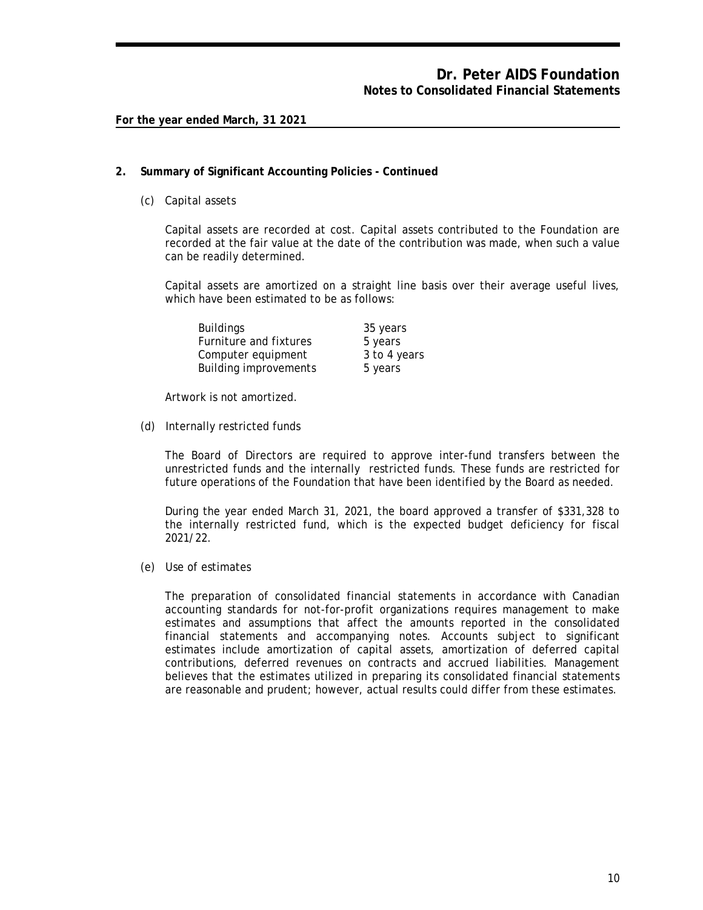## 2. Summary of Significant Accounting Policies - Continued

(c) Capital assets

Capital assets are recorded at cost. Capital assets contributed to the Foundation are recorded at the fair value at the date of the contribution was made, when such a value can be readily determined.

Capital assets are amortized on a straight line basis over their average useful lives, which have been estimated to be as follows:

| | |
|---|---|
| Buildings | 35 years |
| Furniture and fixtures | 5 years |
| Computer equipment | 3 to 4 years |
| Building improvements | 5 years |

Artwork is not amortized.

(d) Internally restricted funds

The Board of Directors are required to approve inter-fund transfers between the unrestricted funds and the internally restricted funds. These funds are restricted for future operations of the Foundation that have been identified by the Board as needed.

During the year ended March 31, 2021, the board approved a transfer of $331,328 to the internally restricted fund, which is the expected budget deficiency for fiscal 2021/22.

(e) Use of estimates

The preparation of consolidated financial statements in accordance with Canadian accounting standards for not-for-profit organizations requires management to make estimates and assumptions that affect the amounts reported in the consolidated financial statements and accompanying notes. Accounts subject to significant estimates include amortization of capital assets, amortization of deferred capital contributions, deferred revenues on contracts and accrued liabilities. Management believes that the estimates utilized in preparing its consolidated financial statements are reasonable and prudent; however, actual results could differ from these estimates.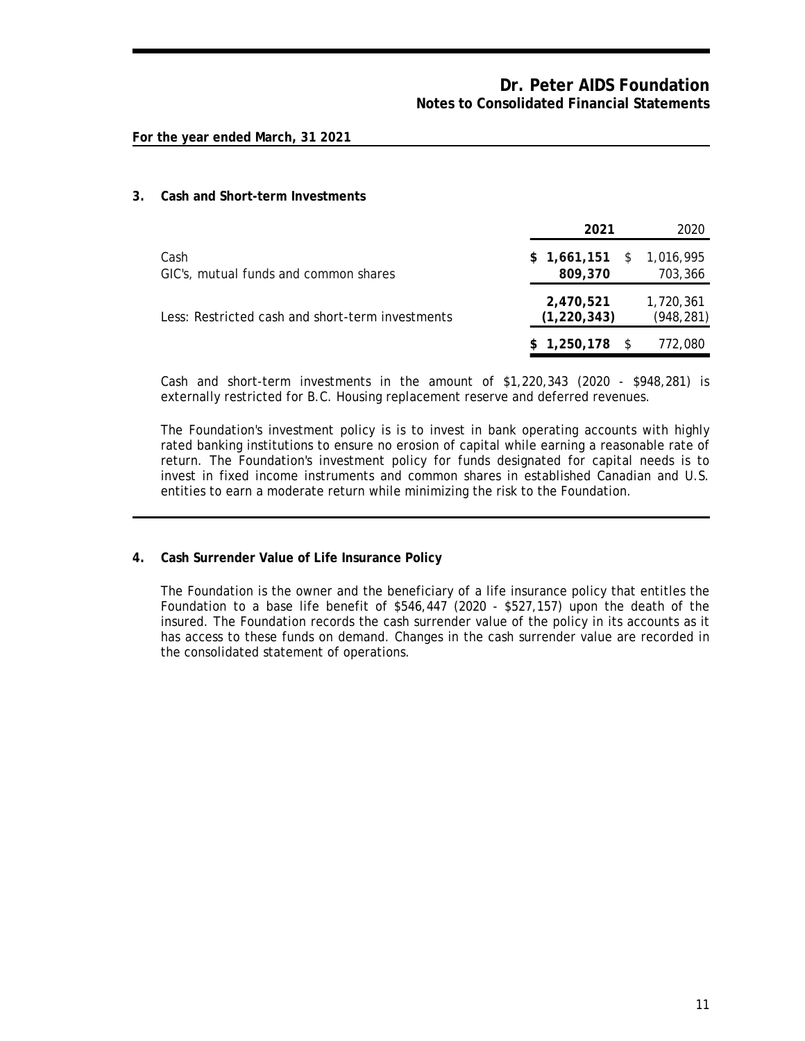**For the year ended March, 31 2021**

## 3. Cash and Short-term Investments

| | 2021 | 2020 |
|---|---|---|
| Cash | $ 1,661,151 | $ 1,016,995 |
| GIC's, mutual funds and common shares | 809,370 | 703,366 |
| | 2,470,521 | 1,720,361 |
| Less: Restricted cash and short-term investments | (1,220,343) | (948,281) |
| | $ 1,250,178 | $ 772,080 |

Cash and short-term investments in the amount of $1,220,343 (2020 - $948,281) is externally restricted for B.C. Housing replacement reserve and deferred revenues.

The Foundation's investment policy is is to invest in bank operating accounts with highly rated banking institutions to ensure no erosion of capital while earning a reasonable rate of return. The Foundation's investment policy for funds designated for capital needs is to invest in fixed income instruments and common shares in established Canadian and U.S. entities to earn a moderate return while minimizing the risk to the Foundation.

## 4. Cash Surrender Value of Life Insurance Policy

The Foundation is the owner and the beneficiary of a life insurance policy that entitles the Foundation to a base life benefit of $546,447 (2020 - $527,157) upon the death of the insured. The Foundation records the cash surrender value of the policy in its accounts as it has access to these funds on demand. Changes in the cash surrender value are recorded in the consolidated statement of operations.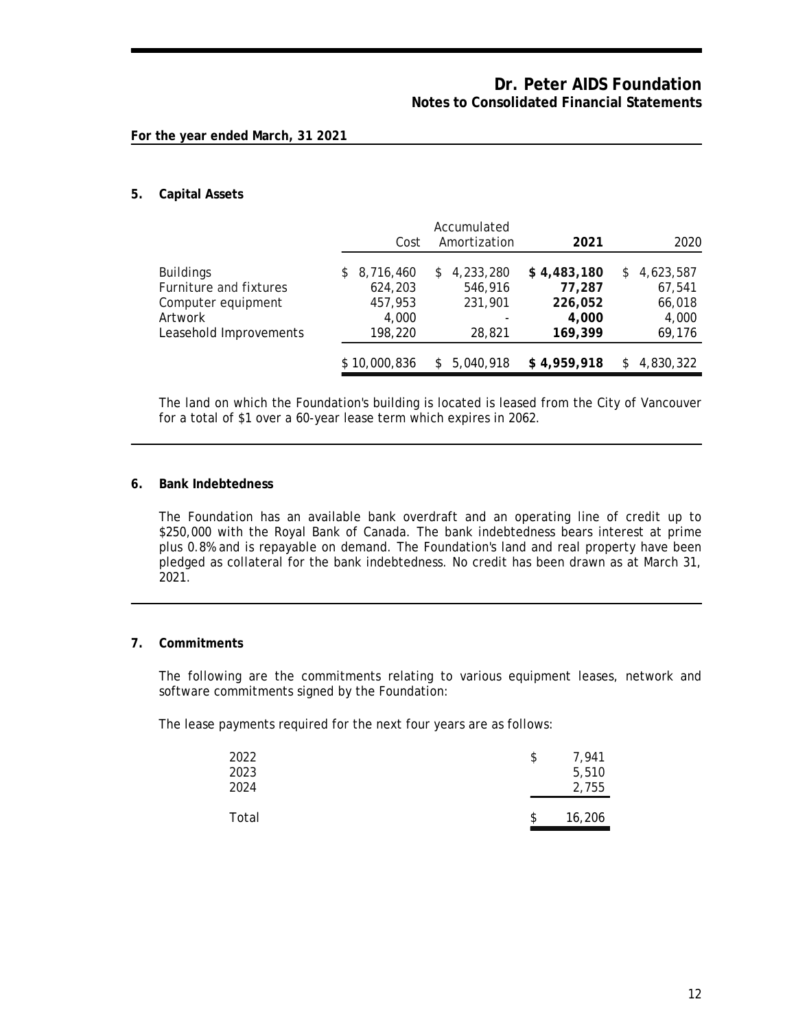# Dr. Peter AIDS Foundation
## Notes to Consolidated Financial Statements

**For the year ended March, 31 2021**

### 5. Capital Assets

| | Cost | Accumulated Amortization | **2021** | 2020 |
|---|---|---|---|---|
| Buildings | $ 8,716,460 | $ 4,233,280 | **$ 4,483,180** | $ 4,623,587 |
| Furniture and fixtures | 624,203 | 546,916 | **77,287** | 67,541 |
| Computer equipment | 457,953 | 231,901 | **226,052** | 66,018 |
| Artwork | 4,000 | - | **4,000** | 4,000 |
| Leasehold Improvements | 198,220 | 28,821 | **169,399** | 69,176 |
| | $ 10,000,836 | $ 5,040,918 | **$ 4,959,918** | $ 4,830,322 |

The land on which the Foundation's building is located is leased from the City of Vancouver for a total of $1 over a 60-year lease term which expires in 2062.

### 6. Bank Indebtedness

The Foundation has an available bank overdraft and an operating line of credit up to $250,000 with the Royal Bank of Canada. The bank indebtedness bears interest at prime plus 0.8% and is repayable on demand. The Foundation's land and real property have been pledged as collateral for the bank indebtedness. No credit has been drawn as at March 31, 2021.

### 7. Commitments

The following are the commitments relating to various equipment leases, network and software commitments signed by the Foundation:

The lease payments required for the next four years are as follows:

| | |
|---|---|
| 2022 | $ 7,941 |
| 2023 | 5,510 |
| 2024 | 2,755 |
| Total | $ 16,206 |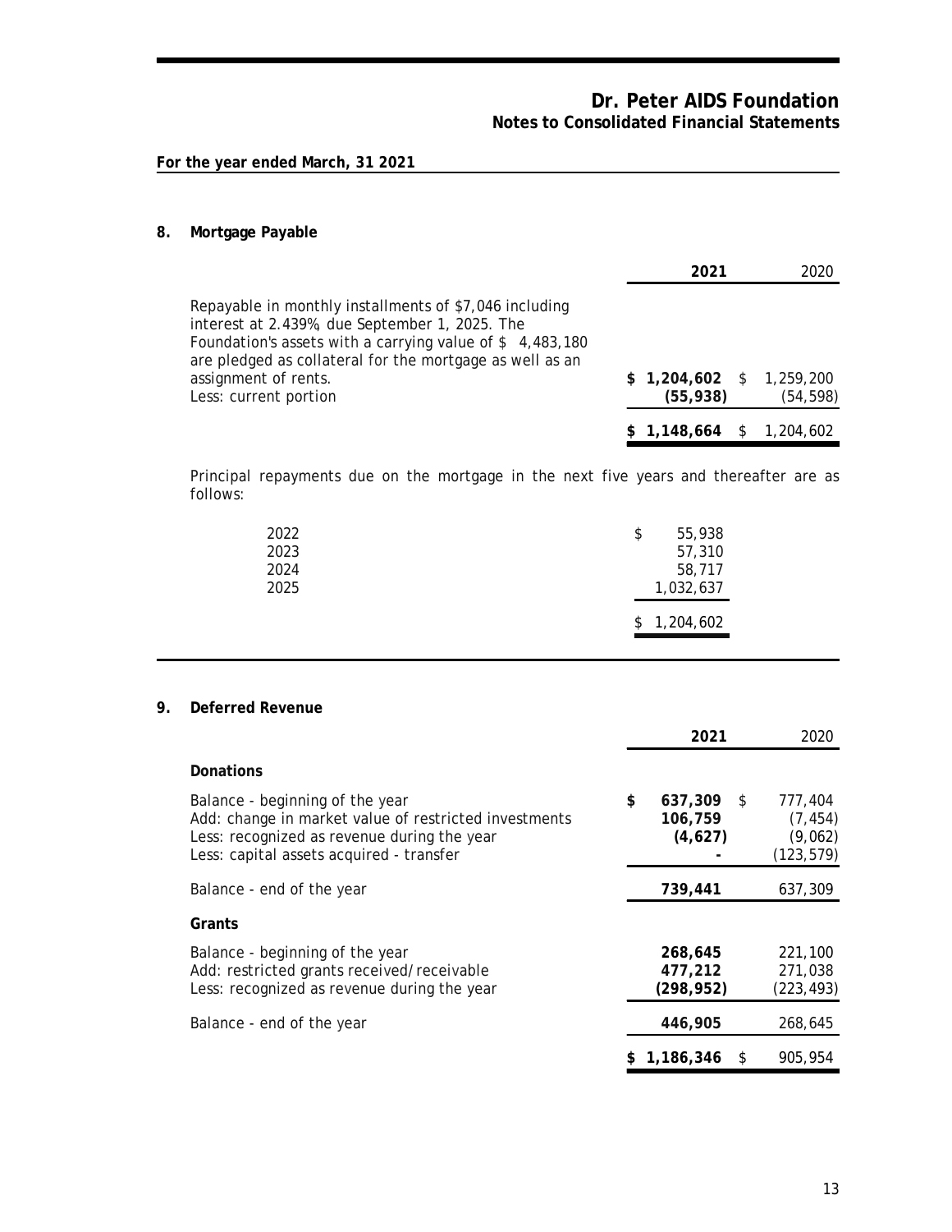**For the year ended March, 31 2021**

## 8. Mortgage Payable

| | 2021 | 2020 |
|---|---|---|
| Repayable in monthly installments of $7,046 including interest at 2.439%, due September 1, 2025. The Foundation's assets with a carrying value of $ 4,483,180 are pledged as collateral for the mortgage as well as an assignment of rents. | **$ 1,204,602** | $ 1,259,200 |
| Less: current portion | **(55,938)** | (54,598) |
| | **$ 1,148,664** | $ 1,204,602 |

Principal repayments due on the mortgage in the next five years and thereafter are as follows:

| | |
|---|---|
| 2022 | $ 55,938 |
| 2023 | 57,310 |
| 2024 | 58,717 |
| 2025 | 1,032,637 |
| | $ 1,204,602 |

## 9. Deferred Revenue

| | 2021 | 2020 |
|---|---|---|
| **Donations** | | |
| Balance - beginning of the year | **$ 637,309** | $ 777,404 |
| Add: change in market value of restricted investments | **106,759** | (7,454) |
| Less: recognized as revenue during the year | **(4,627)** | (9,062) |
| Less: capital assets acquired - transfer | **-** | (123,579) |
| Balance - end of the year | **739,441** | 637,309 |
| **Grants** | | |
| Balance - beginning of the year | **268,645** | 221,100 |
| Add: restricted grants received/receivable | **477,212** | 271,038 |
| Less: recognized as revenue during the year | **(298,952)** | (223,493) |
| Balance - end of the year | **446,905** | 268,645 |
| | **$ 1,186,346** | $ 905,954 |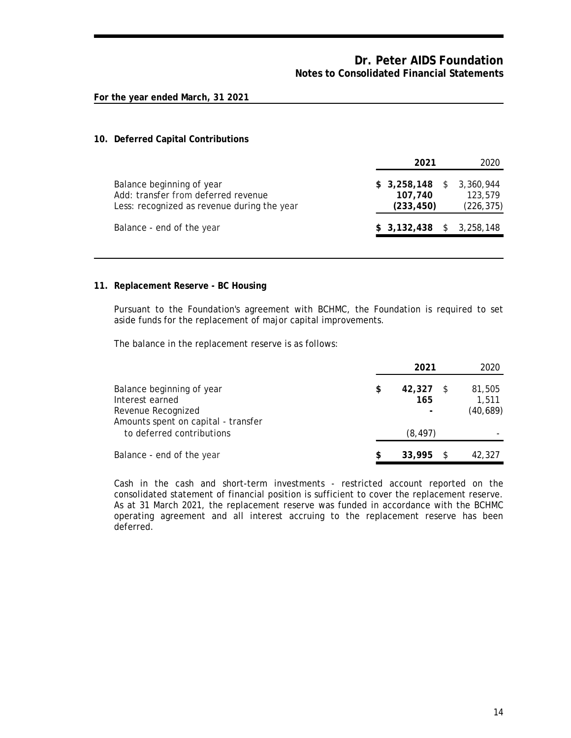**For the year ended March, 31 2021**

### 10. Deferred Capital Contributions

| | 2021 | 2020 |
|---|---|---|
| Balance beginning of year | **$ 3,258,148** | $ 3,360,944 |
| Add: transfer from deferred revenue | **107,740** | 123,579 |
| Less: recognized as revenue during the year | **(233,450)** | (226,375) |
| Balance - end of the year | **$ 3,132,438** | $ 3,258,148 |

### 11. Replacement Reserve - BC Housing

Pursuant to the Foundation's agreement with BCHMC, the Foundation is required to set aside funds for the replacement of major capital improvements.

The balance in the replacement reserve is as follows:

| | 2021 | 2020 |
|---|---|---|
| Balance beginning of year | **$ 42,327** | $ 81,505 |
| Interest earned | **165** | 1,511 |
| Revenue Recognized | **-** | (40,689) |
| Amounts spent on capital - transfer to deferred contributions | (8,497) | - |
| Balance - end of the year | **$ 33,995** | $ 42,327 |

Cash in the cash and short-term investments - restricted account reported on the consolidated statement of financial position is sufficient to cover the replacement reserve. As at 31 March 2021, the replacement reserve was funded in accordance with the BCHMC operating agreement and all interest accruing to the replacement reserve has been deferred.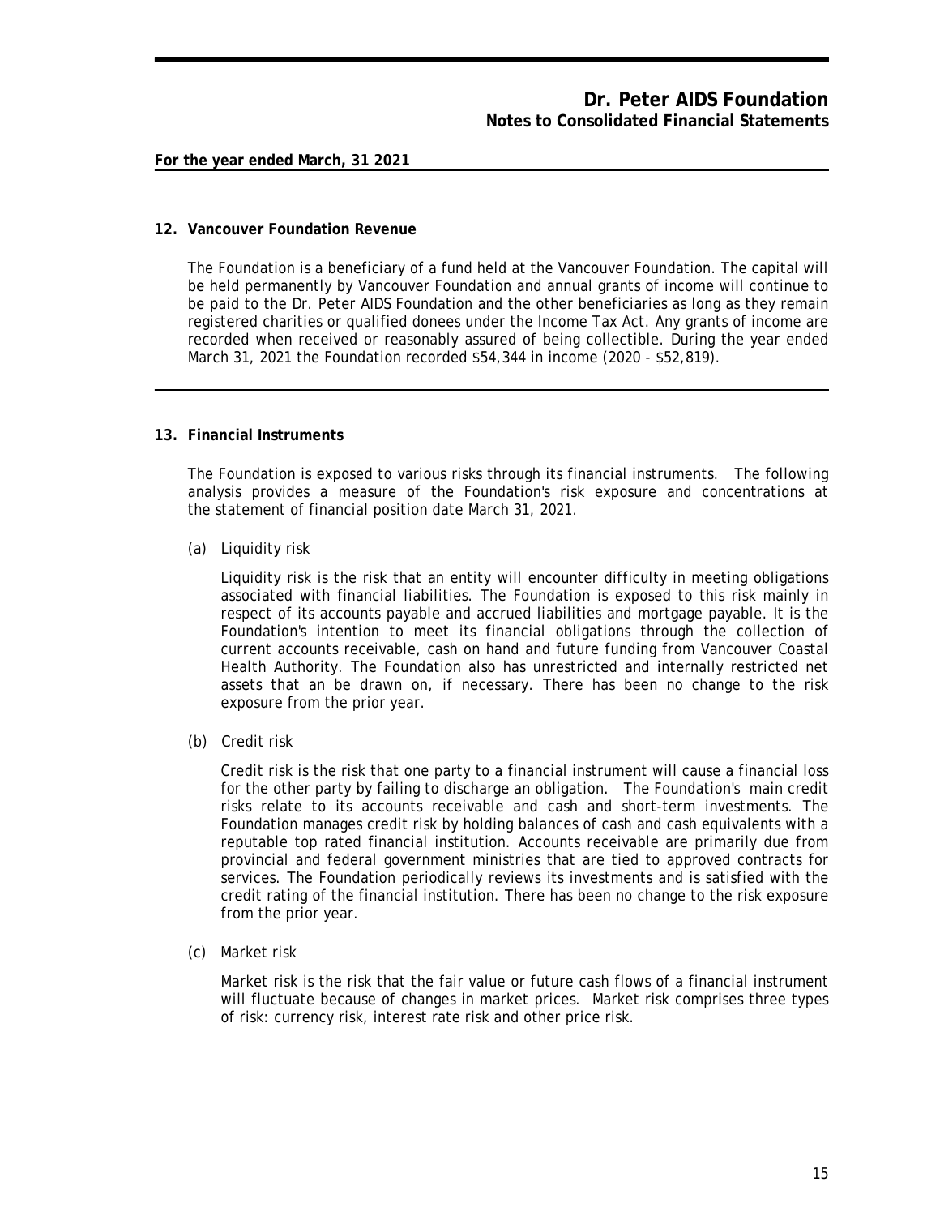## 12. Vancouver Foundation Revenue

The Foundation is a beneficiary of a fund held at the Vancouver Foundation. The capital will be held permanently by Vancouver Foundation and annual grants of income will continue to be paid to the Dr. Peter AIDS Foundation and the other beneficiaries as long as they remain registered charities or qualified donees under the Income Tax Act. Any grants of income are recorded when received or reasonably assured of being collectible. During the year ended March 31, 2021 the Foundation recorded $54,344 in income (2020 - $52,819).

## 13. Financial Instruments

The Foundation is exposed to various risks through its financial instruments. The following analysis provides a measure of the Foundation's risk exposure and concentrations at the statement of financial position date March 31, 2021.

(a) Liquidity risk

Liquidity risk is the risk that an entity will encounter difficulty in meeting obligations associated with financial liabilities. The Foundation is exposed to this risk mainly in respect of its accounts payable and accrued liabilities and mortgage payable. It is the Foundation's intention to meet its financial obligations through the collection of current accounts receivable, cash on hand and future funding from Vancouver Coastal Health Authority. The Foundation also has unrestricted and internally restricted net assets that an be drawn on, if necessary. There has been no change to the risk exposure from the prior year.

(b) Credit risk

Credit risk is the risk that one party to a financial instrument will cause a financial loss for the other party by failing to discharge an obligation. The Foundation's main credit risks relate to its accounts receivable and cash and short-term investments. The Foundation manages credit risk by holding balances of cash and cash equivalents with a reputable top rated financial institution. Accounts receivable are primarily due from provincial and federal government ministries that are tied to approved contracts for services. The Foundation periodically reviews its investments and is satisfied with the credit rating of the financial institution. There has been no change to the risk exposure from the prior year.

(c) Market risk

Market risk is the risk that the fair value or future cash flows of a financial instrument will fluctuate because of changes in market prices. Market risk comprises three types of risk: currency risk, interest rate risk and other price risk.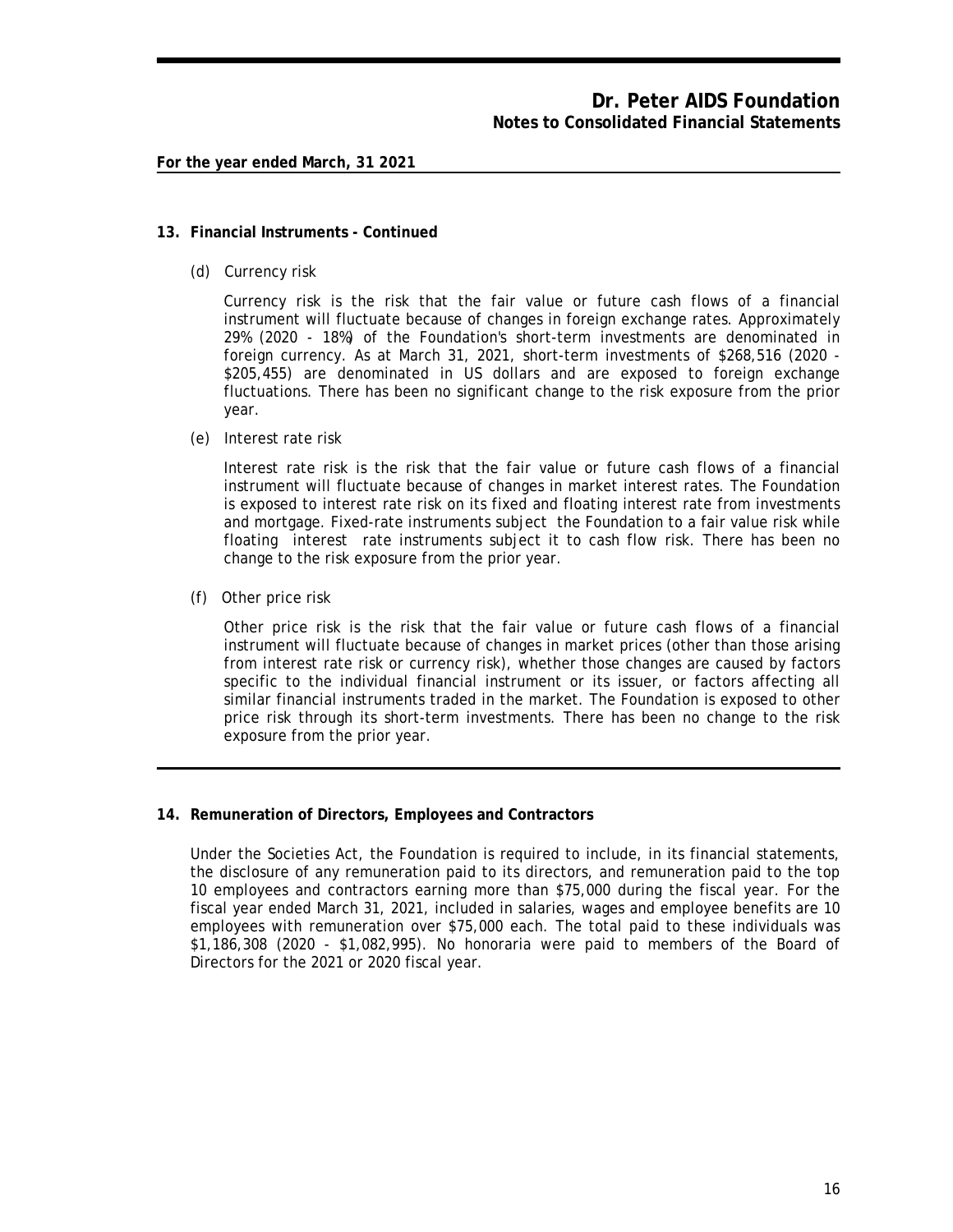## 13. Financial Instruments - Continued

(d) Currency risk

Currency risk is the risk that the fair value or future cash flows of a financial instrument will fluctuate because of changes in foreign exchange rates. Approximately 29% (2020 - 18%) of the Foundation's short-term investments are denominated in foreign currency. As at March 31, 2021, short-term investments of $268,516 (2020 - $205,455) are denominated in US dollars and are exposed to foreign exchange fluctuations. There has been no significant change to the risk exposure from the prior year.

(e) Interest rate risk

Interest rate risk is the risk that the fair value or future cash flows of a financial instrument will fluctuate because of changes in market interest rates. The Foundation is exposed to interest rate risk on its fixed and floating interest rate from investments and mortgage. Fixed-rate instruments subject the Foundation to a fair value risk while floating interest rate instruments subject it to cash flow risk. There has been no change to the risk exposure from the prior year.

(f) Other price risk

Other price risk is the risk that the fair value or future cash flows of a financial instrument will fluctuate because of changes in market prices (other than those arising from interest rate risk or currency risk), whether those changes are caused by factors specific to the individual financial instrument or its issuer, or factors affecting all similar financial instruments traded in the market. The Foundation is exposed to other price risk through its short-term investments. There has been no change to the risk exposure from the prior year.

## 14. Remuneration of Directors, Employees and Contractors

Under the Societies Act, the Foundation is required to include, in its financial statements, the disclosure of any remuneration paid to its directors, and remuneration paid to the top 10 employees and contractors earning more than $75,000 during the fiscal year. For the fiscal year ended March 31, 2021, included in salaries, wages and employee benefits are 10 employees with remuneration over $75,000 each. The total paid to these individuals was $1,186,308 (2020 - $1,082,995). No honoraria were paid to members of the Board of Directors for the 2021 or 2020 fiscal year.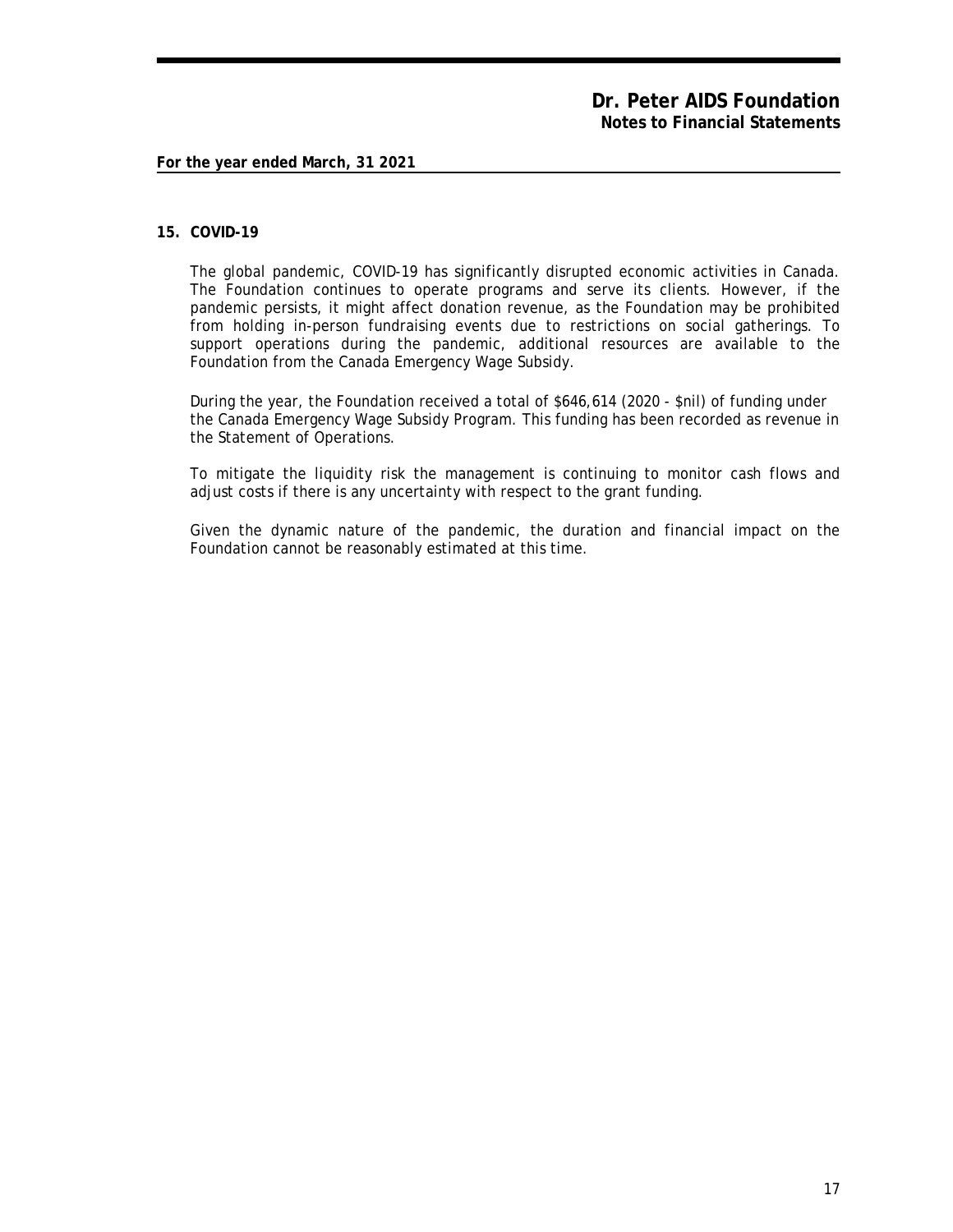## 15. COVID-19

The global pandemic, COVID-19 has significantly disrupted economic activities in Canada. The Foundation continues to operate programs and serve its clients. However, if the pandemic persists, it might affect donation revenue, as the Foundation may be prohibited from holding in-person fundraising events due to restrictions on social gatherings. To support operations during the pandemic, additional resources are available to the Foundation from the Canada Emergency Wage Subsidy.

During the year, the Foundation received a total of $646,614 (2020 - $nil) of funding under the Canada Emergency Wage Subsidy Program. This funding has been recorded as revenue in the Statement of Operations.

To mitigate the liquidity risk the management is continuing to monitor cash flows and adjust costs if there is any uncertainty with respect to the grant funding.

Given the dynamic nature of the pandemic, the duration and financial impact on the Foundation cannot be reasonably estimated at this time.